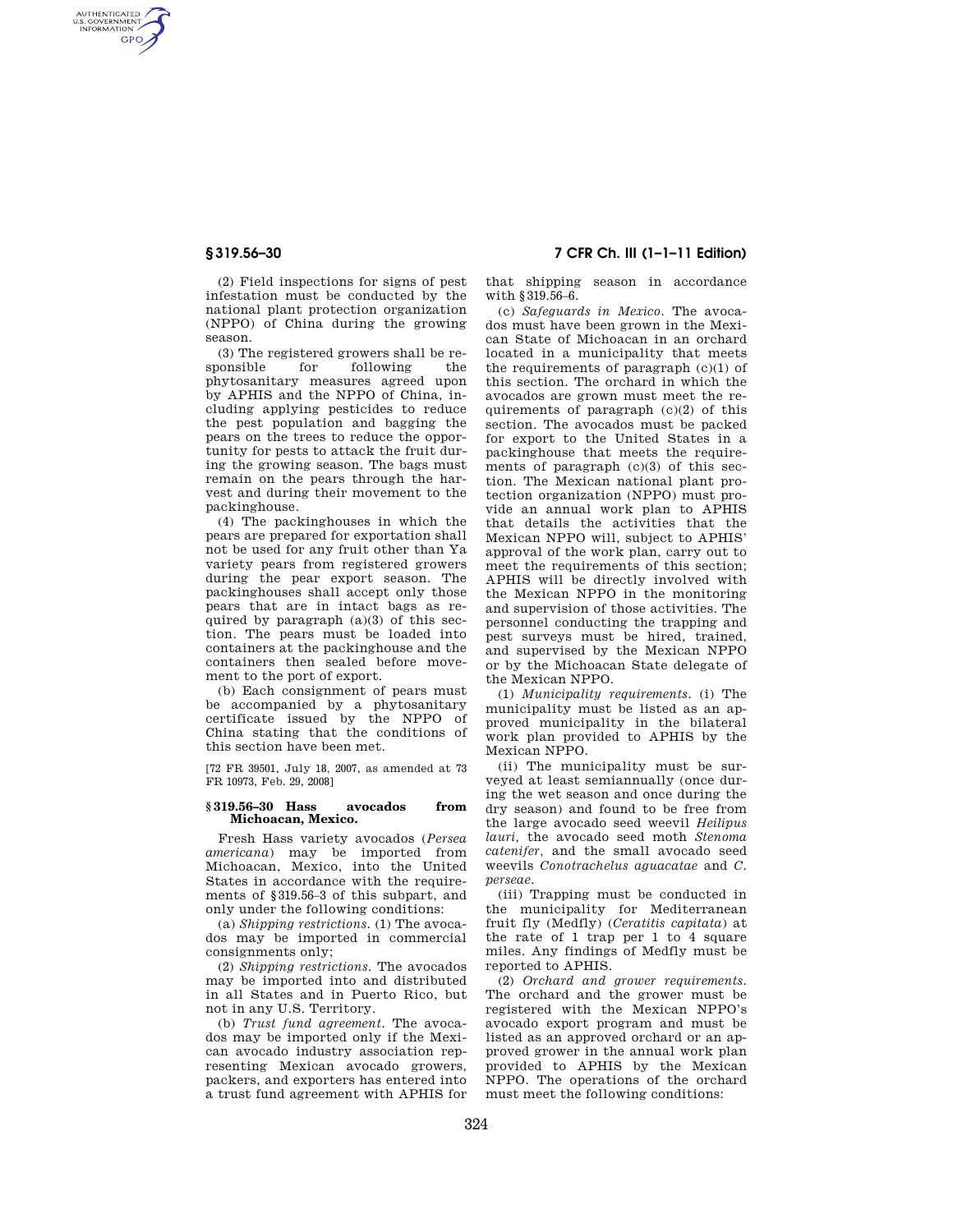(2) Field inspections for signs of pest infestation must be conducted by the national plant protection organization (NPPO) of China during the growing season.

(3) The registered growers shall be responsible for following the phytosanitary measures agreed upon by APHIS and the NPPO of China, including applying pesticides to reduce the pest population and bagging the pears on the trees to reduce the opportunity for pests to attack the fruit during the growing season. The bags must remain on the pears through the harvest and during their movement to the packinghouse.

(4) The packinghouses in which the pears are prepared for exportation shall not be used for any fruit other than Ya variety pears from registered growers during the pear export season. The packinghouses shall accept only those pears that are in intact bags as required by paragraph (a)(3) of this section. The pears must be loaded into containers at the packinghouse and the containers then sealed before movement to the port of export.

(b) Each consignment of pears must be accompanied by a phytosanitary certificate issued by the NPPO of China stating that the conditions of this section have been met.

[72 FR 39501, July 18, 2007, as amended at 73 FR 10973, Feb. 29, 2008]

### § 319.56–30 Hass avocados from Michoacan, Mexico.

Fresh Hass variety avocados (*Persea americana*) may be imported from Michoacan, Mexico, into the United States in accordance with the requirements of § 319.56–3 of this subpart, and only under the following conditions:

(a) *Shipping restrictions.* (1) The avocados may be imported in commercial consignments only;

(2) *Shipping restrictions.* The avocados may be imported into and distributed in all States and in Puerto Rico, but not in any U.S. Territory.

(b) *Trust fund agreement.* The avocados may be imported only if the Mexican avocado industry association representing Mexican avocado growers, packers, and exporters has entered into a trust fund agreement with APHIS for that shipping season in accordance with § 319.56–6.

(c) *Safeguards in Mexico.* The avocados must have been grown in the Mexican State of Michoacan in an orchard located in a municipality that meets the requirements of paragraph (c)(1) of this section. The orchard in which the avocados are grown must meet the requirements of paragraph (c)(2) of this section. The avocados must be packed for export to the United States in a packinghouse that meets the requirements of paragraph (c)(3) of this section. The Mexican national plant protection organization (NPPO) must provide an annual work plan to APHIS that details the activities that the Mexican NPPO will, subject to APHIS' approval of the work plan, carry out to meet the requirements of this section; APHIS will be directly involved with the Mexican NPPO in the monitoring and supervision of those activities. The personnel conducting the trapping and pest surveys must be hired, trained, and supervised by the Mexican NPPO or by the Michoacan State delegate of the Mexican NPPO.

(1) *Municipality requirements.* (i) The municipality must be listed as an approved municipality in the bilateral work plan provided to APHIS by the Mexican NPPO.

(ii) The municipality must be surveyed at least semiannually (once during the wet season and once during the dry season) and found to be free from the large avocado seed weevil *Heilipus lauri*, the avocado seed moth *Stenoma catenifer*, and the small avocado seed weevils *Conotrachelus aguacatae* and *C. perseae*.

(iii) Trapping must be conducted in the municipality for Mediterranean fruit fly (Medfly) (*Ceratitis capitata*) at the rate of 1 trap per 1 to 4 square miles. Any findings of Medfly must be reported to APHIS.

(2) *Orchard and grower requirements.* The orchard and the grower must be registered with the Mexican NPPO's avocado export program and must be listed as an approved orchard or an approved grower in the annual work plan provided to APHIS by the Mexican NPPO. The operations of the orchard must meet the following conditions: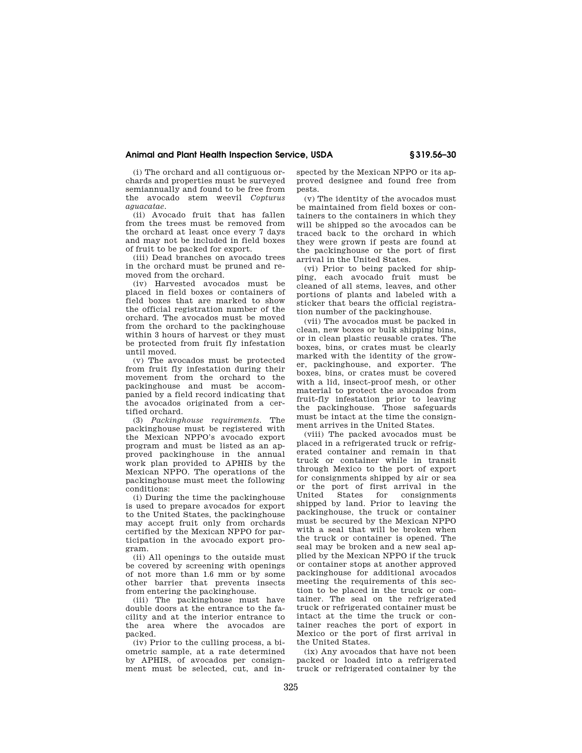(i) The orchard and all contiguous orchards and properties must be surveyed semiannually and found to be free from the avocado stem weevil *Copturus aguacatae*.

(ii) Avocado fruit that has fallen from the trees must be removed from the orchard at least once every 7 days and may not be included in field boxes of fruit to be packed for export.

(iii) Dead branches on avocado trees in the orchard must be pruned and removed from the orchard.

(iv) Harvested avocados must be placed in field boxes or containers of field boxes that are marked to show the official registration number of the orchard. The avocados must be moved from the orchard to the packinghouse within 3 hours of harvest or they must be protected from fruit fly infestation until moved.

(v) The avocados must be protected from fruit fly infestation during their movement from the orchard to the packinghouse and must be accompanied by a field record indicating that the avocados originated from a certified orchard.

(3) *Packinghouse requirements.* The packinghouse must be registered with the Mexican NPPO's avocado export program and must be listed as an approved packinghouse in the annual work plan provided to APHIS by the Mexican NPPO. The operations of the packinghouse must meet the following conditions:

(i) During the time the packinghouse is used to prepare avocados for export to the United States, the packinghouse may accept fruit only from orchards certified by the Mexican NPPO for participation in the avocado export program.

(ii) All openings to the outside must be covered by screening with openings of not more than 1.6 mm or by some other barrier that prevents insects from entering the packinghouse.

(iii) The packinghouse must have double doors at the entrance to the facility and at the interior entrance to the area where the avocados are packed.

(iv) Prior to the culling process, a biometric sample, at a rate determined by APHIS, of avocados per consignment must be selected, cut, and inspected by the Mexican NPPO or its approved designee and found free from pests.

(v) The identity of the avocados must be maintained from field boxes or containers to the containers in which they will be shipped so the avocados can be traced back to the orchard in which they were grown if pests are found at the packinghouse or the port of first arrival in the United States.

(vi) Prior to being packed for shipping, each avocado fruit must be cleaned of all stems, leaves, and other portions of plants and labeled with a sticker that bears the official registration number of the packinghouse.

(vii) The avocados must be packed in clean, new boxes or bulk shipping bins, or in clean plastic reusable crates. The boxes, bins, or crates must be clearly marked with the identity of the grower, packinghouse, and exporter. The boxes, bins, or crates must be covered with a lid, insect-proof mesh, or other material to protect the avocados from fruit-fly infestation prior to leaving the packinghouse. Those safeguards must be intact at the time the consignment arrives in the United States.

(viii) The packed avocados must be placed in a refrigerated truck or refrigerated container and remain in that truck or container while in transit through Mexico to the port of export for consignments shipped by air or sea or the port of first arrival in the United States for consignments shipped by land. Prior to leaving the packinghouse, the truck or container must be secured by the Mexican NPPO with a seal that will be broken when the truck or container is opened. The seal may be broken and a new seal applied by the Mexican NPPO if the truck or container stops at another approved packinghouse for additional avocados meeting the requirements of this section to be placed in the truck or container. The seal on the refrigerated truck or refrigerated container must be intact at the time the truck or container reaches the port of export in Mexico or the port of first arrival in the United States.

(ix) Any avocados that have not been packed or loaded into a refrigerated truck or refrigerated container by the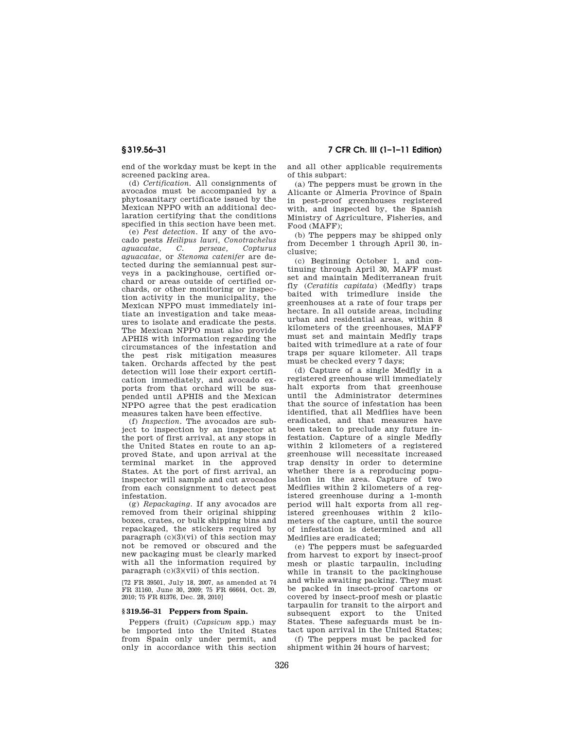end of the workday must be kept in the screened packing area.

(d) *Certification.* All consignments of avocados must be accompanied by a phytosanitary certificate issued by the Mexican NPPO with an additional declaration certifying that the conditions specified in this section have been met.

(e) *Pest detection.* If any of the avocado pests *Heilipus lauri, Conotrachelus aguacatae, C. perseae, Copturus aguacatae,* or *Stenoma catenifer* are detected during the semiannual pest surveys in a packinghouse, certified orchard or areas outside of certified orchards, or other monitoring or inspection activity in the municipality, the Mexican NPPO must immediately initiate an investigation and take measures to isolate and eradicate the pests. The Mexican NPPO must also provide APHIS with information regarding the circumstances of the infestation and the pest risk mitigation measures taken. Orchards affected by the pest detection will lose their export certification immediately, and avocado exports from that orchard will be suspended until APHIS and the Mexican NPPO agree that the pest eradication measures taken have been effective.

(f) *Inspection.* The avocados are subject to inspection by an inspector at the port of first arrival, at any stops in the United States en route to an approved State, and upon arrival at the terminal market in the approved States. At the port of first arrival, an inspector will sample and cut avocados from each consignment to detect pest infestation.

(g) *Repackaging.* If any avocados are removed from their original shipping boxes, crates, or bulk shipping bins and repackaged, the stickers required by paragraph (c)(3)(vi) of this section may not be removed or obscured and the new packaging must be clearly marked with all the information required by paragraph (c)(3)(vii) of this section.

[72 FR 39501, July 18, 2007, as amended at 74 FR 31160, June 30, 2009; 75 FR 66644, Oct. 29, 2010; 75 FR 81376, Dec. 28, 2010]

## § 319.56–31 Peppers from Spain.

Peppers (fruit) (*Capsicum* spp.) may be imported into the United States from Spain only under permit, and only in accordance with this section and all other applicable requirements of this subpart:

(a) The peppers must be grown in the Alicante or Almeria Province of Spain in pest-proof greenhouses registered with, and inspected by, the Spanish Ministry of Agriculture, Fisheries, and Food (MAFF);

(b) The peppers may be shipped only from December 1 through April 30, inclusive;

(c) Beginning October 1, and continuing through April 30, MAFF must set and maintain Mediterranean fruit fly (*Ceratitis capitata*) (Medfly) traps baited with trimedlure inside the greenhouses at a rate of four traps per hectare. In all outside areas, including urban and residential areas, within 8 kilometers of the greenhouses, MAFF must set and maintain Medfly traps baited with trimedlure at a rate of four traps per square kilometer. All traps must be checked every 7 days;

(d) Capture of a single Medfly in a registered greenhouse will immediately halt exports from that greenhouse until the Administrator determines that the source of infestation has been identified, that all Medflies have been eradicated, and that measures have been taken to preclude any future infestation. Capture of a single Medfly within 2 kilometers of a registered greenhouse will necessitate increased trap density in order to determine whether there is a reproducing population in the area. Capture of two Medflies within 2 kilometers of a registered greenhouse during a 1-month period will halt exports from all registered greenhouses within 2 kilometers of the capture, until the source of infestation is determined and all Medflies are eradicated;

(e) The peppers must be safeguarded from harvest to export by insect-proof mesh or plastic tarpaulin, including while in transit to the packinghouse and while awaiting packing. They must be packed in insect-proof cartons or covered by insect-proof mesh or plastic tarpaulin for transit to the airport and subsequent export to the United States. These safeguards must be intact upon arrival in the United States;

(f) The peppers must be packed for shipment within 24 hours of harvest;